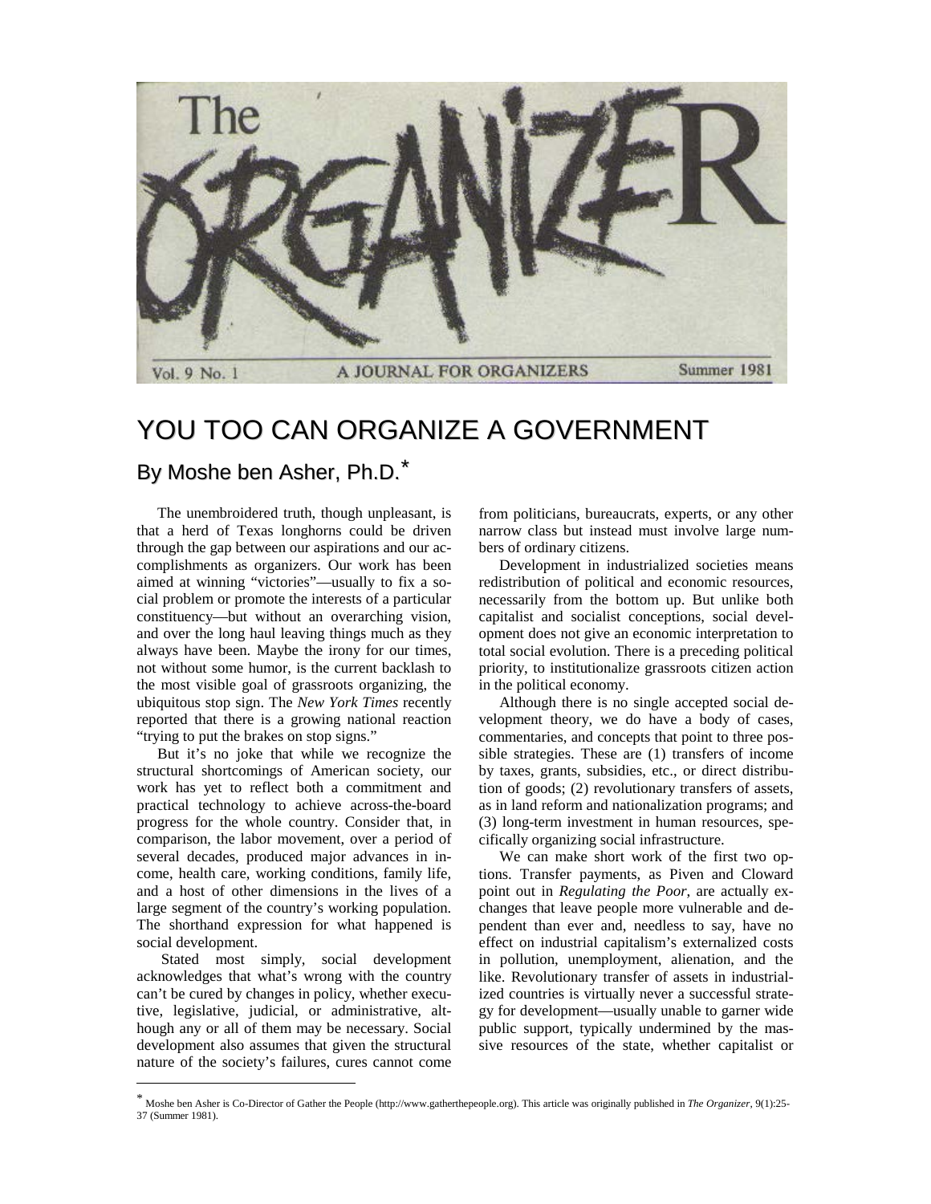The ORGANIZER

Vol. 9 No. 1 — A JOURNAL FOR ORGANIZERS — Summer 1981

# YOU TOO CAN ORGANIZE A GOVERNMENT

## By Moshe ben Asher, Ph.D.*

The unembroidered truth, though unpleasant, is that a herd of Texas longhorns could be driven through the gap between our aspirations and our accomplishments as organizers. Our work has been aimed at winning "victories"—usually to fix a social problem or promote the interests of a particular constituency—but without an overarching vision, and over the long haul leaving things much as they always have been. Maybe the irony for our times, not without some humor, is the current backlash to the most visible goal of grassroots organizing, the ubiquitous stop sign. The *New York Times* recently reported that there is a growing national reaction "trying to put the brakes on stop signs."

But it's no joke that while we recognize the structural shortcomings of American society, our work has yet to reflect both a commitment and practical technology to achieve across-the-board progress for the whole country. Consider that, in comparison, the labor movement, over a period of several decades, produced major advances in income, health care, working conditions, family life, and a host of other dimensions in the lives of a large segment of the country's working population. The shorthand expression for what happened is social development.

Stated most simply, social development acknowledges that what's wrong with the country can't be cured by changes in policy, whether executive, legislative, judicial, or administrative, although any or all of them may be necessary. Social development also assumes that given the structural nature of the society's failures, cures cannot come from politicians, bureaucrats, experts, or any other narrow class but instead must involve large numbers of ordinary citizens.

Development in industrialized societies means redistribution of political and economic resources, necessarily from the bottom up. But unlike both capitalist and socialist conceptions, social development does not give an economic interpretation to total social evolution. There is a preceding political priority, to institutionalize grassroots citizen action in the political economy.

Although there is no single accepted social development theory, we do have a body of cases, commentaries, and concepts that point to three possible strategies. These are (1) transfers of income by taxes, grants, subsidies, etc., or direct distribution of goods; (2) revolutionary transfers of assets, as in land reform and nationalization programs; and (3) long-term investment in human resources, specifically organizing social infrastructure.

We can make short work of the first two options. Transfer payments, as Piven and Cloward point out in *Regulating the Poor*, are actually exchanges that leave people more vulnerable and dependent than ever and, needless to say, have no effect on industrial capitalism's externalized costs in pollution, unemployment, alienation, and the like. Revolutionary transfer of assets in industrialized countries is virtually never a successful strategy for development—usually unable to garner wide public support, typically undermined by the massive resources of the state, whether capitalist or

---

* Moshe ben Asher is Co-Director of Gather the People (http://www.gatherthepeople.org). This article was originally published in *The Organizer*, 9(1):25-37 (Summer 1981).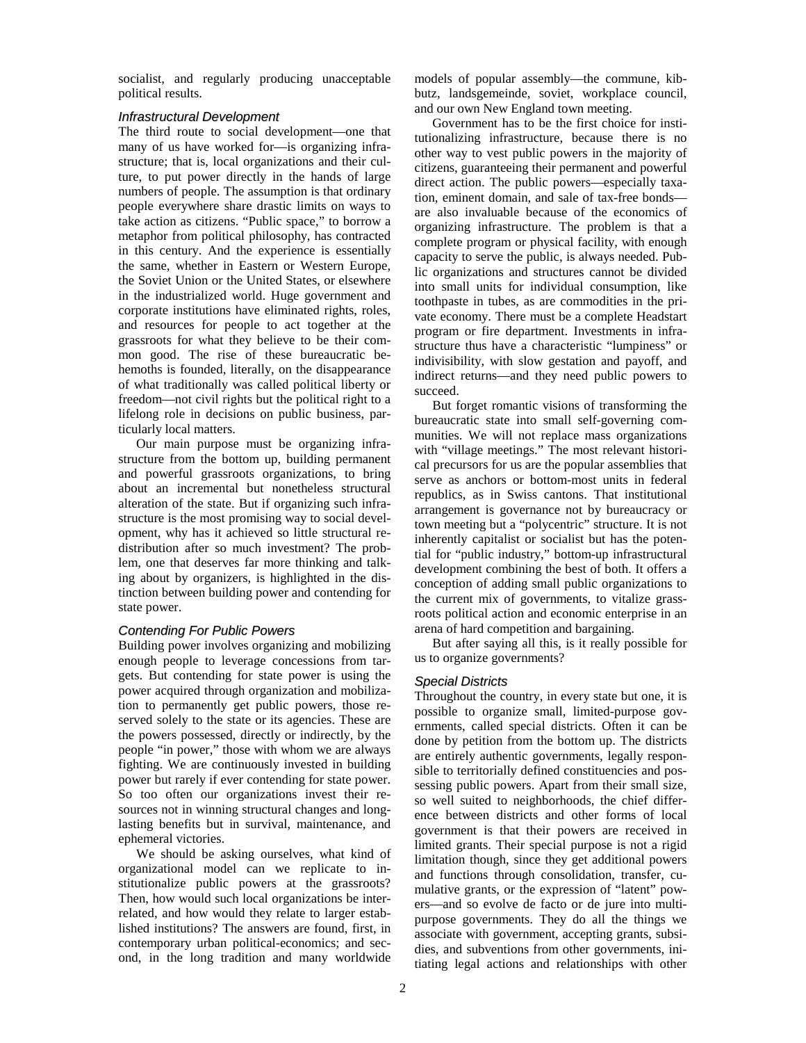socialist, and regularly producing unacceptable political results.

### *Infrastructural Development*

The third route to social development—one that many of us have worked for—is organizing infrastructure; that is, local organizations and their culture, to put power directly in the hands of large numbers of people. The assumption is that ordinary people everywhere share drastic limits on ways to take action as citizens. "Public space," to borrow a metaphor from political philosophy, has contracted in this century. And the experience is essentially the same, whether in Eastern or Western Europe, the Soviet Union or the United States, or elsewhere in the industrialized world. Huge government and corporate institutions have eliminated rights, roles, and resources for people to act together at the grassroots for what they believe to be their common good. The rise of these bureaucratic behemoths is founded, literally, on the disappearance of what traditionally was called political liberty or freedom—not civil rights but the political right to a lifelong role in decisions on public business, particularly local matters.

Our main purpose must be organizing infrastructure from the bottom up, building permanent and powerful grassroots organizations, to bring about an incremental but nonetheless structural alteration of the state. But if organizing such infrastructure is the most promising way to social development, why has it achieved so little structural redistribution after so much investment? The problem, one that deserves far more thinking and talking about by organizers, is highlighted in the distinction between building power and contending for state power.

### *Contending For Public Powers*

Building power involves organizing and mobilizing enough people to leverage concessions from targets. But contending for state power is using the power acquired through organization and mobilization to permanently get public powers, those reserved solely to the state or its agencies. These are the powers possessed, directly or indirectly, by the people "in power," those with whom we are always fighting. We are continuously invested in building power but rarely if ever contending for state power. So too often our organizations invest their resources not in winning structural changes and long-lasting benefits but in survival, maintenance, and ephemeral victories.

We should be asking ourselves, what kind of organizational model can we replicate to institutionalize public powers at the grassroots? Then, how would such local organizations be interrelated, and how would they relate to larger established institutions? The answers are found, first, in contemporary urban political-economics; and second, in the long tradition and many worldwide models of popular assembly—the commune, kibbutz, landsgemeinde, soviet, workplace council, and our own New England town meeting.

Government has to be the first choice for institutionalizing infrastructure, because there is no other way to vest public powers in the majority of citizens, guaranteeing their permanent and powerful direct action. The public powers—especially taxation, eminent domain, and sale of tax-free bonds—are also invaluable because of the economics of organizing infrastructure. The problem is that a complete program or physical facility, with enough capacity to serve the public, is always needed. Public organizations and structures cannot be divided into small units for individual consumption, like toothpaste in tubes, as are commodities in the private economy. There must be a complete Headstart program or fire department. Investments in infrastructure thus have a characteristic "lumpiness" or indivisibility, with slow gestation and payoff, and indirect returns—and they need public powers to succeed.

But forget romantic visions of transforming the bureaucratic state into small self-governing communities. We will not replace mass organizations with "village meetings." The most relevant historical precursors for us are the popular assemblies that serve as anchors or bottom-most units in federal republics, as in Swiss cantons. That institutional arrangement is governance not by bureaucracy or town meeting but a "polycentric" structure. It is not inherently capitalist or socialist but has the potential for "public industry," bottom-up infrastructural development combining the best of both. It offers a conception of adding small public organizations to the current mix of governments, to vitalize grassroots political action and economic enterprise in an arena of hard competition and bargaining.

But after saying all this, is it really possible for us to organize governments?

### *Special Districts*

Throughout the country, in every state but one, it is possible to organize small, limited-purpose governments, called special districts. Often it can be done by petition from the bottom up. The districts are entirely authentic governments, legally responsible to territorially defined constituencies and possessing public powers. Apart from their small size, so well suited to neighborhoods, the chief difference between districts and other forms of local government is that their powers are received in limited grants. Their special purpose is not a rigid limitation though, since they get additional powers and functions through consolidation, transfer, cumulative grants, or the expression of "latent" powers—and so evolve de facto or de jure into multipurpose governments. They do all the things we associate with government, accepting grants, subsidies, and subventions from other governments, initiating legal actions and relationships with other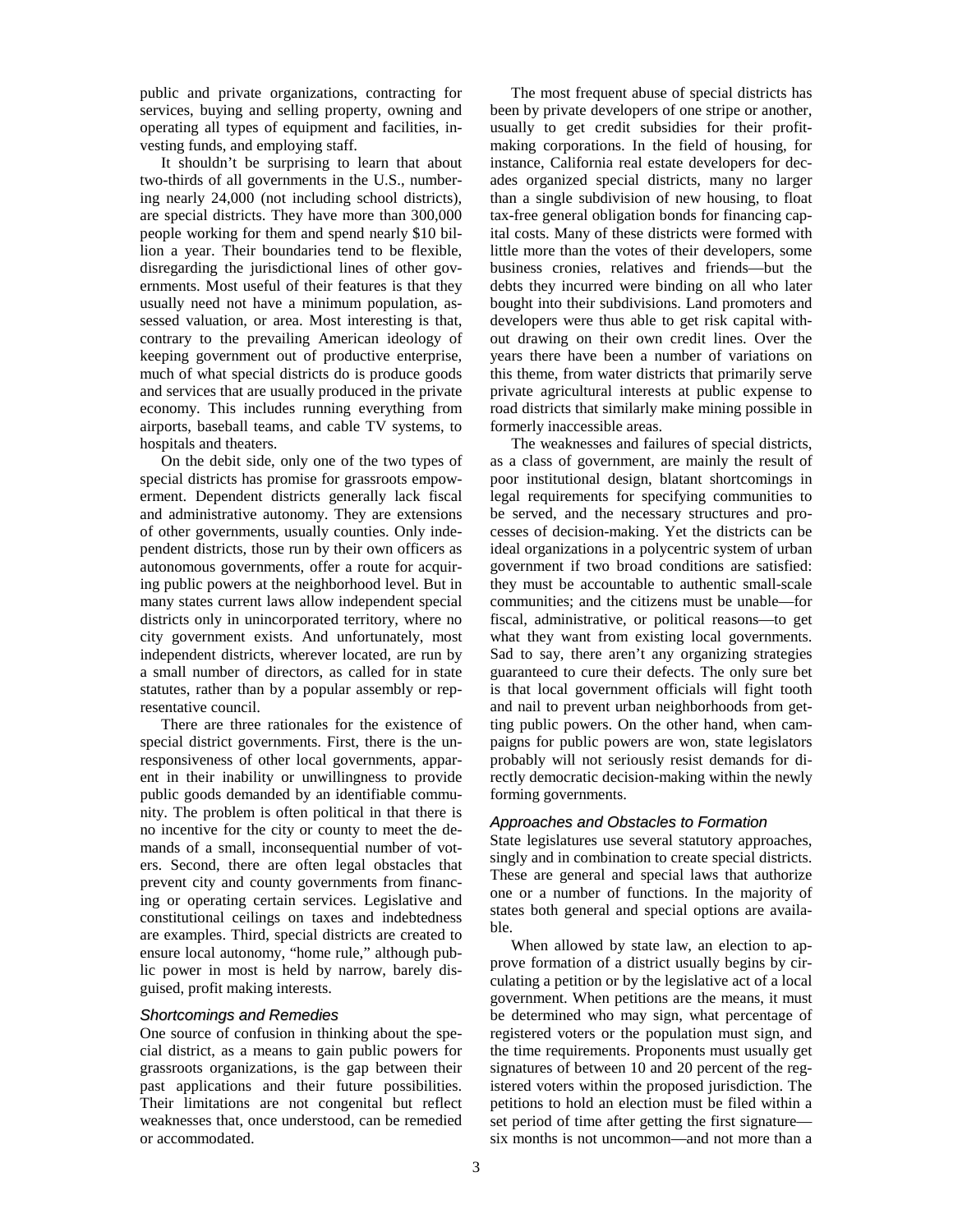public and private organizations, contracting for services, buying and selling property, owning and operating all types of equipment and facilities, investing funds, and employing staff.

It shouldn't be surprising to learn that about two-thirds of all governments in the U.S., numbering nearly 24,000 (not including school districts), are special districts. They have more than 300,000 people working for them and spend nearly $10 billion a year. Their boundaries tend to be flexible, disregarding the jurisdictional lines of other governments. Most useful of their features is that they usually need not have a minimum population, assessed valuation, or area. Most interesting is that, contrary to the prevailing American ideology of keeping government out of productive enterprise, much of what special districts do is produce goods and services that are usually produced in the private economy. This includes running everything from airports, baseball teams, and cable TV systems, to hospitals and theaters.

On the debit side, only one of the two types of special districts has promise for grassroots empowerment. Dependent districts generally lack fiscal and administrative autonomy. They are extensions of other governments, usually counties. Only independent districts, those run by their own officers as autonomous governments, offer a route for acquiring public powers at the neighborhood level. But in many states current laws allow independent special districts only in unincorporated territory, where no city government exists. And unfortunately, most independent districts, wherever located, are run by a small number of directors, as called for in state statutes, rather than by a popular assembly or representative council.

There are three rationales for the existence of special district governments. First, there is the unresponsiveness of other local governments, apparent in their inability or unwillingness to provide public goods demanded by an identifiable community. The problem is often political in that there is no incentive for the city or county to meet the demands of a small, inconsequential number of voters. Second, there are often legal obstacles that prevent city and county governments from financing or operating certain services. Legislative and constitutional ceilings on taxes and indebtedness are examples. Third, special districts are created to ensure local autonomy, "home rule," although public power in most is held by narrow, barely disguised, profit making interests.

### *Shortcomings and Remedies*

One source of confusion in thinking about the special district, as a means to gain public powers for grassroots organizations, is the gap between their past applications and their future possibilities. Their limitations are not congenital but reflect weaknesses that, once understood, can be remedied or accommodated.

The most frequent abuse of special districts has been by private developers of one stripe or another, usually to get credit subsidies for their profit-making corporations. In the field of housing, for instance, California real estate developers for decades organized special districts, many no larger than a single subdivision of new housing, to float tax-free general obligation bonds for financing capital costs. Many of these districts were formed with little more than the votes of their developers, some business cronies, relatives and friends—but the debts they incurred were binding on all who later bought into their subdivisions. Land promoters and developers were thus able to get risk capital without drawing on their own credit lines. Over the years there have been a number of variations on this theme, from water districts that primarily serve private agricultural interests at public expense to road districts that similarly make mining possible in formerly inaccessible areas.

The weaknesses and failures of special districts, as a class of government, are mainly the result of poor institutional design, blatant shortcomings in legal requirements for specifying communities to be served, and the necessary structures and processes of decision-making. Yet the districts can be ideal organizations in a polycentric system of urban government if two broad conditions are satisfied: they must be accountable to authentic small-scale communities; and the citizens must be unable—for fiscal, administrative, or political reasons—to get what they want from existing local governments. Sad to say, there aren't any organizing strategies guaranteed to cure their defects. The only sure bet is that local government officials will fight tooth and nail to prevent urban neighborhoods from getting public powers. On the other hand, when campaigns for public powers are won, state legislators probably will not seriously resist demands for directly democratic decision-making within the newly forming governments.

### *Approaches and Obstacles to Formation*

State legislatures use several statutory approaches, singly and in combination to create special districts. These are general and special laws that authorize one or a number of functions. In the majority of states both general and special options are available.

When allowed by state law, an election to approve formation of a district usually begins by circulating a petition or by the legislative act of a local government. When petitions are the means, it must be determined who may sign, what percentage of registered voters or the population must sign, and the time requirements. Proponents must usually get signatures of between 10 and 20 percent of the registered voters within the proposed jurisdiction. The petitions to hold an election must be filed within a set period of time after getting the first signature—six months is not uncommon—and not more than a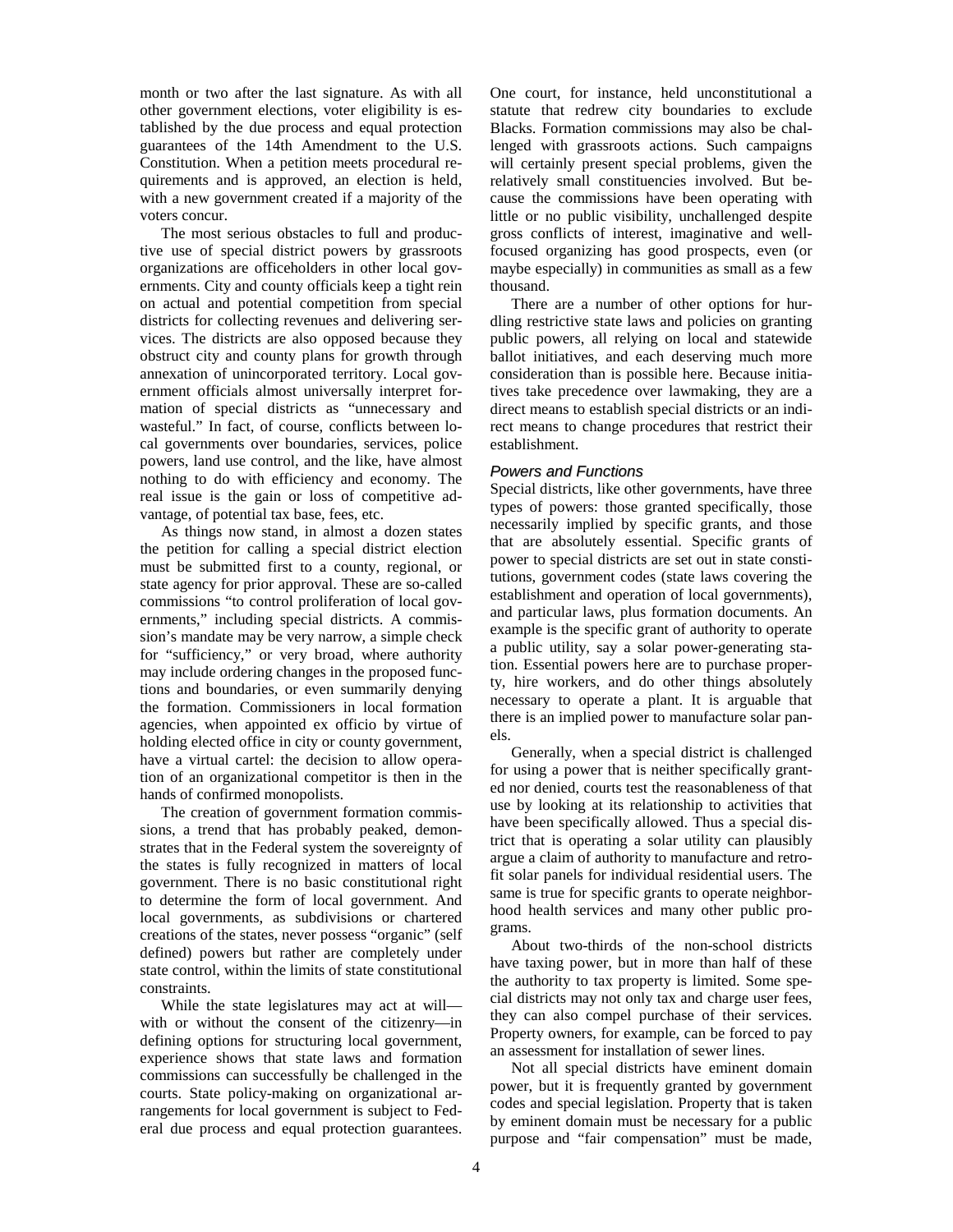month or two after the last signature. As with all other government elections, voter eligibility is established by the due process and equal protection guarantees of the 14th Amendment to the U.S. Constitution. When a petition meets procedural requirements and is approved, an election is held, with a new government created if a majority of the voters concur.

The most serious obstacles to full and productive use of special district powers by grassroots organizations are officeholders in other local governments. City and county officials keep a tight rein on actual and potential competition from special districts for collecting revenues and delivering services. The districts are also opposed because they obstruct city and county plans for growth through annexation of unincorporated territory. Local government officials almost universally interpret formation of special districts as "unnecessary and wasteful." In fact, of course, conflicts between local governments over boundaries, services, police powers, land use control, and the like, have almost nothing to do with efficiency and economy. The real issue is the gain or loss of competitive advantage, of potential tax base, fees, etc.

As things now stand, in almost a dozen states the petition for calling a special district election must be submitted first to a county, regional, or state agency for prior approval. These are so-called commissions "to control proliferation of local governments," including special districts. A commission's mandate may be very narrow, a simple check for "sufficiency," or very broad, where authority may include ordering changes in the proposed functions and boundaries, or even summarily denying the formation. Commissioners in local formation agencies, when appointed ex officio by virtue of holding elected office in city or county government, have a virtual cartel: the decision to allow operation of an organizational competitor is then in the hands of confirmed monopolists.

The creation of government formation commissions, a trend that has probably peaked, demonstrates that in the Federal system the sovereignty of the states is fully recognized in matters of local government. There is no basic constitutional right to determine the form of local government. And local governments, as subdivisions or chartered creations of the states, never possess "organic" (self defined) powers but rather are completely under state control, within the limits of state constitutional constraints.

While the state legislatures may act at will—with or without the consent of the citizenry—in defining options for structuring local government, experience shows that state laws and formation commissions can successfully be challenged in the courts. State policy-making on organizational arrangements for local government is subject to Federal due process and equal protection guarantees. One court, for instance, held unconstitutional a statute that redrew city boundaries to exclude Blacks. Formation commissions may also be challenged with grassroots actions. Such campaigns will certainly present special problems, given the relatively small constituencies involved. But because the commissions have been operating with little or no public visibility, unchallenged despite gross conflicts of interest, imaginative and well-focused organizing has good prospects, even (or maybe especially) in communities as small as a few thousand.

There are a number of other options for hurdling restrictive state laws and policies on granting public powers, all relying on local and statewide ballot initiatives, and each deserving much more consideration than is possible here. Because initiatives take precedence over lawmaking, they are a direct means to establish special districts or an indirect means to change procedures that restrict their establishment.

### *Powers and Functions*

Special districts, like other governments, have three types of powers: those granted specifically, those necessarily implied by specific grants, and those that are absolutely essential. Specific grants of power to special districts are set out in state constitutions, government codes (state laws covering the establishment and operation of local governments), and particular laws, plus formation documents. An example is the specific grant of authority to operate a public utility, say a solar power-generating station. Essential powers here are to purchase property, hire workers, and do other things absolutely necessary to operate a plant. It is arguable that there is an implied power to manufacture solar panels.

Generally, when a special district is challenged for using a power that is neither specifically granted nor denied, courts test the reasonableness of that use by looking at its relationship to activities that have been specifically allowed. Thus a special district that is operating a solar utility can plausibly argue a claim of authority to manufacture and retrofit solar panels for individual residential users. The same is true for specific grants to operate neighborhood health services and many other public programs.

About two-thirds of the non-school districts have taxing power, but in more than half of these the authority to tax property is limited. Some special districts may not only tax and charge user fees, they can also compel purchase of their services. Property owners, for example, can be forced to pay an assessment for installation of sewer lines.

Not all special districts have eminent domain power, but it is frequently granted by government codes and special legislation. Property that is taken by eminent domain must be necessary for a public purpose and "fair compensation" must be made,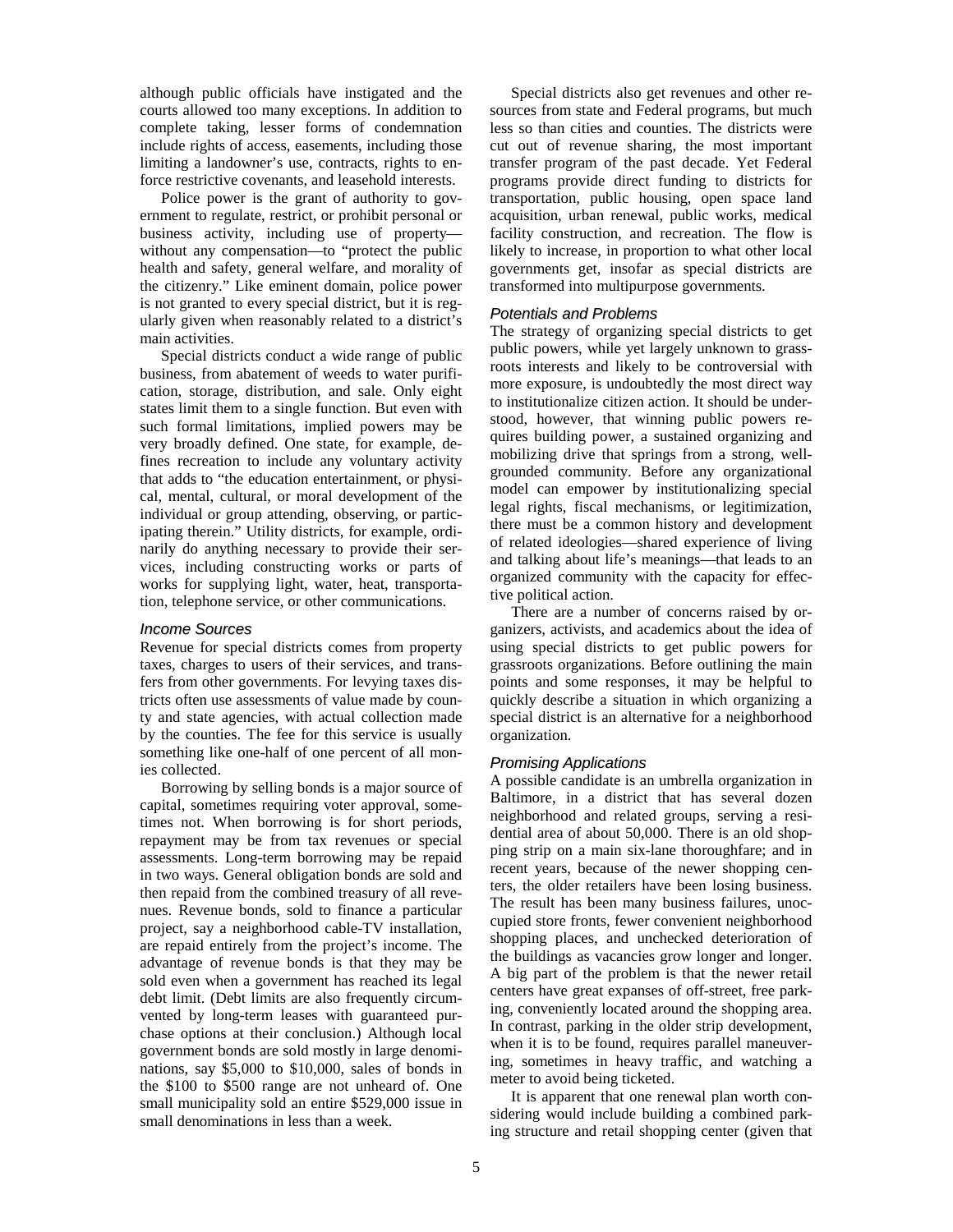although public officials have instigated and the courts allowed too many exceptions. In addition to complete taking, lesser forms of condemnation include rights of access, easements, including those limiting a landowner's use, contracts, rights to enforce restrictive covenants, and leasehold interests.

Police power is the grant of authority to government to regulate, restrict, or prohibit personal or business activity, including use of property—without any compensation—to "protect the public health and safety, general welfare, and morality of the citizenry." Like eminent domain, police power is not granted to every special district, but it is regularly given when reasonably related to a district's main activities.

Special districts conduct a wide range of public business, from abatement of weeds to water purification, storage, distribution, and sale. Only eight states limit them to a single function. But even with such formal limitations, implied powers may be very broadly defined. One state, for example, defines recreation to include any voluntary activity that adds to "the education entertainment, or physical, mental, cultural, or moral development of the individual or group attending, observing, or participating therein." Utility districts, for example, ordinarily do anything necessary to provide their services, including constructing works or parts of works for supplying light, water, heat, transportation, telephone service, or other communications.

### *Income Sources*

Revenue for special districts comes from property taxes, charges to users of their services, and transfers from other governments. For levying taxes districts often use assessments of value made by county and state agencies, with actual collection made by the counties. The fee for this service is usually something like one-half of one percent of all monies collected.

Borrowing by selling bonds is a major source of capital, sometimes requiring voter approval, sometimes not. When borrowing is for short periods, repayment may be from tax revenues or special assessments. Long-term borrowing may be repaid in two ways. General obligation bonds are sold and then repaid from the combined treasury of all revenues. Revenue bonds, sold to finance a particular project, say a neighborhood cable-TV installation, are repaid entirely from the project's income. The advantage of revenue bonds is that they may be sold even when a government has reached its legal debt limit. (Debt limits are also frequently circumvented by long-term leases with guaranteed purchase options at their conclusion.) Although local government bonds are sold mostly in large denominations, say $5,000 to $10,000, sales of bonds in the $100 to $500 range are not unheard of. One small municipality sold an entire $529,000 issue in small denominations in less than a week.

Special districts also get revenues and other resources from state and Federal programs, but much less so than cities and counties. The districts were cut out of revenue sharing, the most important transfer program of the past decade. Yet Federal programs provide direct funding to districts for transportation, public housing, open space land acquisition, urban renewal, public works, medical facility construction, and recreation. The flow is likely to increase, in proportion to what other local governments get, insofar as special districts are transformed into multipurpose governments.

### *Potentials and Problems*

The strategy of organizing special districts to get public powers, while yet largely unknown to grassroots interests and likely to be controversial with more exposure, is undoubtedly the most direct way to institutionalize citizen action. It should be understood, however, that winning public powers requires building power, a sustained organizing and mobilizing drive that springs from a strong, well-grounded community. Before any organizational model can empower by institutionalizing special legal rights, fiscal mechanisms, or legitimization, there must be a common history and development of related ideologies—shared experience of living and talking about life's meanings—that leads to an organized community with the capacity for effective political action.

There are a number of concerns raised by organizers, activists, and academics about the idea of using special districts to get public powers for grassroots organizations. Before outlining the main points and some responses, it may be helpful to quickly describe a situation in which organizing a special district is an alternative for a neighborhood organization.

### *Promising Applications*

A possible candidate is an umbrella organization in Baltimore, in a district that has several dozen neighborhood and related groups, serving a residential area of about 50,000. There is an old shopping strip on a main six-lane thoroughfare; and in recent years, because of the newer shopping centers, the older retailers have been losing business. The result has been many business failures, unoccupied store fronts, fewer convenient neighborhood shopping places, and unchecked deterioration of the buildings as vacancies grow longer and longer. A big part of the problem is that the newer retail centers have great expanses of off-street, free parking, conveniently located around the shopping area. In contrast, parking in the older strip development, when it is to be found, requires parallel maneuvering, sometimes in heavy traffic, and watching a meter to avoid being ticketed.

It is apparent that one renewal plan worth considering would include building a combined parking structure and retail shopping center (given that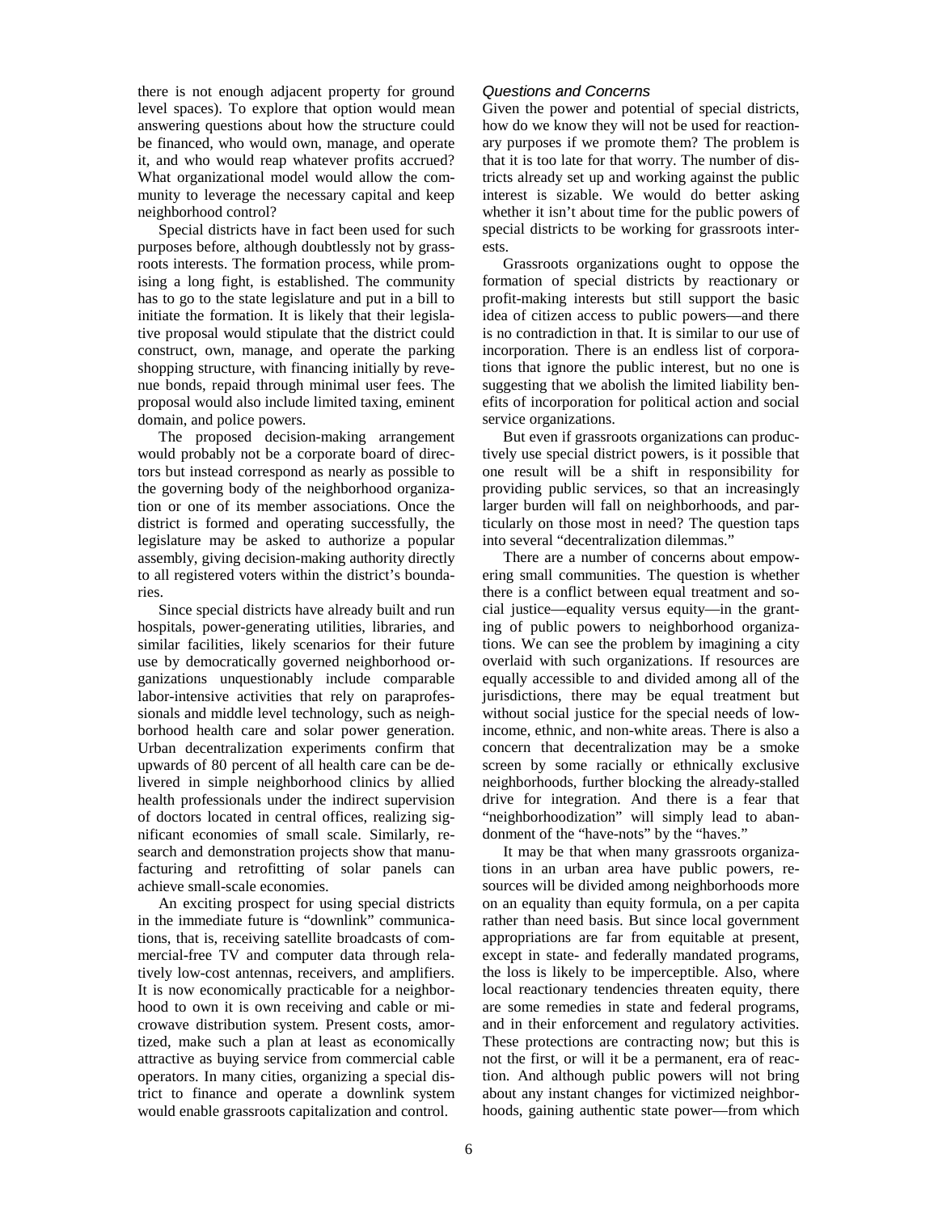there is not enough adjacent property for ground level spaces). To explore that option would mean answering questions about how the structure could be financed, who would own, manage, and operate it, and who would reap whatever profits accrued? What organizational model would allow the community to leverage the necessary capital and keep neighborhood control?

Special districts have in fact been used for such purposes before, although doubtlessly not by grassroots interests. The formation process, while promising a long fight, is established. The community has to go to the state legislature and put in a bill to initiate the formation. It is likely that their legislative proposal would stipulate that the district could construct, own, manage, and operate the parking shopping structure, with financing initially by revenue bonds, repaid through minimal user fees. The proposal would also include limited taxing, eminent domain, and police powers.

The proposed decision-making arrangement would probably not be a corporate board of directors but instead correspond as nearly as possible to the governing body of the neighborhood organization or one of its member associations. Once the district is formed and operating successfully, the legislature may be asked to authorize a popular assembly, giving decision-making authority directly to all registered voters within the district's boundaries.

Since special districts have already built and run hospitals, power-generating utilities, libraries, and similar facilities, likely scenarios for their future use by democratically governed neighborhood organizations unquestionably include comparable labor-intensive activities that rely on paraprofessionals and middle level technology, such as neighborhood health care and solar power generation. Urban decentralization experiments confirm that upwards of 80 percent of all health care can be delivered in simple neighborhood clinics by allied health professionals under the indirect supervision of doctors located in central offices, realizing significant economies of small scale. Similarly, research and demonstration projects show that manufacturing and retrofitting of solar panels can achieve small-scale economies.

An exciting prospect for using special districts in the immediate future is "downlink" communications, that is, receiving satellite broadcasts of commercial-free TV and computer data through relatively low-cost antennas, receivers, and amplifiers. It is now economically practicable for a neighborhood to own it is own receiving and cable or microwave distribution system. Present costs, amortized, make such a plan at least as economically attractive as buying service from commercial cable operators. In many cities, organizing a special district to finance and operate a downlink system would enable grassroots capitalization and control.

### *Questions and Concerns*

Given the power and potential of special districts, how do we know they will not be used for reactionary purposes if we promote them? The problem is that it is too late for that worry. The number of districts already set up and working against the public interest is sizable. We would do better asking whether it isn't about time for the public powers of special districts to be working for grassroots interests.

Grassroots organizations ought to oppose the formation of special districts by reactionary or profit-making interests but still support the basic idea of citizen access to public powers—and there is no contradiction in that. It is similar to our use of incorporation. There is an endless list of corporations that ignore the public interest, but no one is suggesting that we abolish the limited liability benefits of incorporation for political action and social service organizations.

But even if grassroots organizations can productively use special district powers, is it possible that one result will be a shift in responsibility for providing public services, so that an increasingly larger burden will fall on neighborhoods, and particularly on those most in need? The question taps into several "decentralization dilemmas."

There are a number of concerns about empowering small communities. The question is whether there is a conflict between equal treatment and social justice—equality versus equity—in the granting of public powers to neighborhood organizations. We can see the problem by imagining a city overlaid with such organizations. If resources are equally accessible to and divided among all of the jurisdictions, there may be equal treatment but without social justice for the special needs of low-income, ethnic, and non-white areas. There is also a concern that decentralization may be a smoke screen by some racially or ethnically exclusive neighborhoods, further blocking the already-stalled drive for integration. And there is a fear that "neighborhoodization" will simply lead to abandonment of the "have-nots" by the "haves."

It may be that when many grassroots organizations in an urban area have public powers, resources will be divided among neighborhoods more on an equality than equity formula, on a per capita rather than need basis. But since local government appropriations are far from equitable at present, except in state- and federally mandated programs, the loss is likely to be imperceptible. Also, where local reactionary tendencies threaten equity, there are some remedies in state and federal programs, and in their enforcement and regulatory activities. These protections are contracting now; but this is not the first, or will it be a permanent, era of reaction. And although public powers will not bring about any instant changes for victimized neighborhoods, gaining authentic state power—from which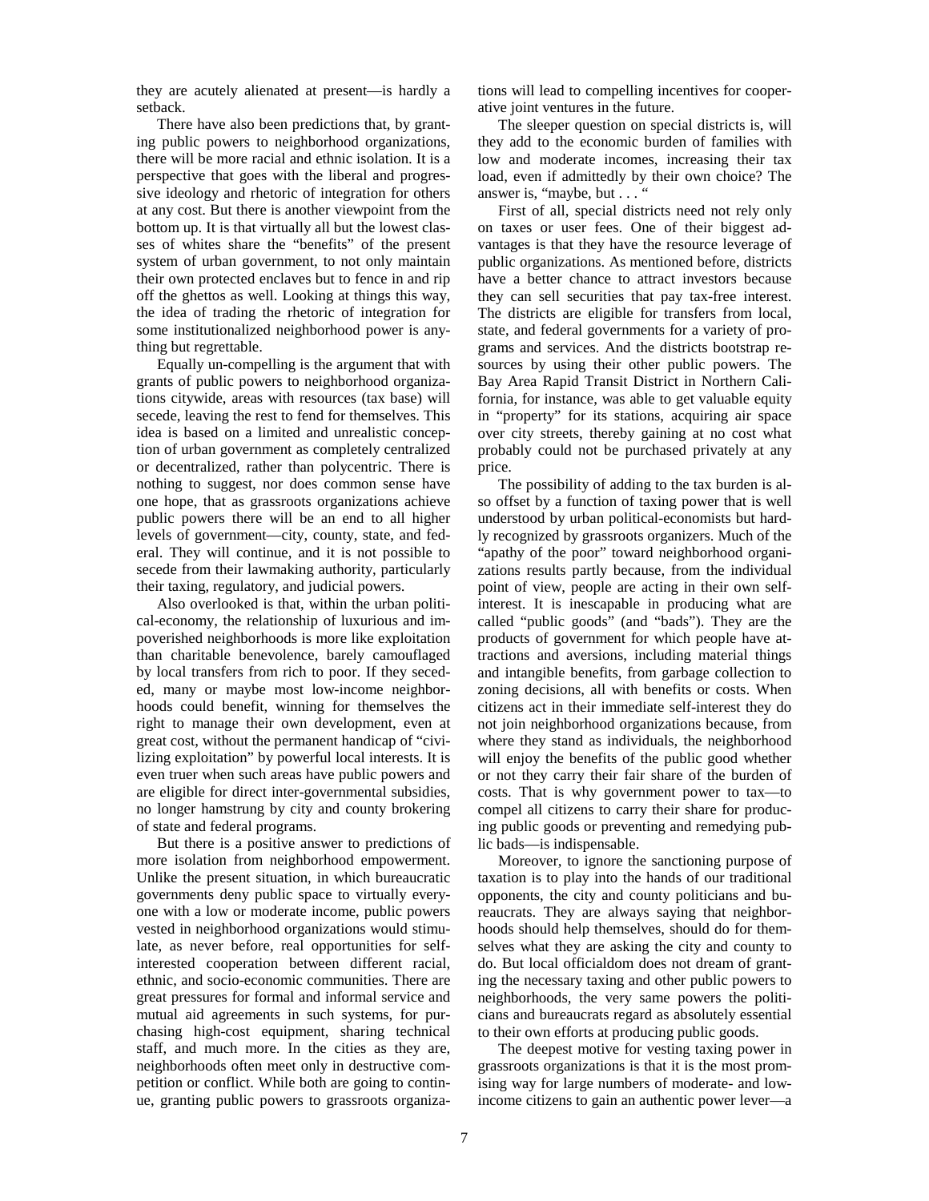they are acutely alienated at present—is hardly a setback.

There have also been predictions that, by granting public powers to neighborhood organizations, there will be more racial and ethnic isolation. It is a perspective that goes with the liberal and progressive ideology and rhetoric of integration for others at any cost. But there is another viewpoint from the bottom up. It is that virtually all but the lowest classes of whites share the "benefits" of the present system of urban government, to not only maintain their own protected enclaves but to fence in and rip off the ghettos as well. Looking at things this way, the idea of trading the rhetoric of integration for some institutionalized neighborhood power is anything but regrettable.

Equally un-compelling is the argument that with grants of public powers to neighborhood organizations citywide, areas with resources (tax base) will secede, leaving the rest to fend for themselves. This idea is based on a limited and unrealistic conception of urban government as completely centralized or decentralized, rather than polycentric. There is nothing to suggest, nor does common sense have one hope, that as grassroots organizations achieve public powers there will be an end to all higher levels of government—city, county, state, and federal. They will continue, and it is not possible to secede from their lawmaking authority, particularly their taxing, regulatory, and judicial powers.

Also overlooked is that, within the urban political-economy, the relationship of luxurious and impoverished neighborhoods is more like exploitation than charitable benevolence, barely camouflaged by local transfers from rich to poor. If they seceded, many or maybe most low-income neighborhoods could benefit, winning for themselves the right to manage their own development, even at great cost, without the permanent handicap of "civilizing exploitation" by powerful local interests. It is even truer when such areas have public powers and are eligible for direct inter-governmental subsidies, no longer hamstrung by city and county brokering of state and federal programs.

But there is a positive answer to predictions of more isolation from neighborhood empowerment. Unlike the present situation, in which bureaucratic governments deny public space to virtually everyone with a low or moderate income, public powers vested in neighborhood organizations would stimulate, as never before, real opportunities for self-interested cooperation between different racial, ethnic, and socio-economic communities. There are great pressures for formal and informal service and mutual aid agreements in such systems, for purchasing high-cost equipment, sharing technical staff, and much more. In the cities as they are, neighborhoods often meet only in destructive competition or conflict. While both are going to continue, granting public powers to grassroots organizations will lead to compelling incentives for cooperative joint ventures in the future.

The sleeper question on special districts is, will they add to the economic burden of families with low and moderate incomes, increasing their tax load, even if admittedly by their own choice? The answer is, "maybe, but . . . "

First of all, special districts need not rely only on taxes or user fees. One of their biggest advantages is that they have the resource leverage of public organizations. As mentioned before, districts have a better chance to attract investors because they can sell securities that pay tax-free interest. The districts are eligible for transfers from local, state, and federal governments for a variety of programs and services. And the districts bootstrap resources by using their other public powers. The Bay Area Rapid Transit District in Northern California, for instance, was able to get valuable equity in "property" for its stations, acquiring air space over city streets, thereby gaining at no cost what probably could not be purchased privately at any price.

The possibility of adding to the tax burden is also offset by a function of taxing power that is well understood by urban political-economists but hardly recognized by grassroots organizers. Much of the "apathy of the poor" toward neighborhood organizations results partly because, from the individual point of view, people are acting in their own self-interest. It is inescapable in producing what are called "public goods" (and "bads"). They are the products of government for which people have attractions and aversions, including material things and intangible benefits, from garbage collection to zoning decisions, all with benefits or costs. When citizens act in their immediate self-interest they do not join neighborhood organizations because, from where they stand as individuals, the neighborhood will enjoy the benefits of the public good whether or not they carry their fair share of the burden of costs. That is why government power to tax—to compel all citizens to carry their share for producing public goods or preventing and remedying public bads—is indispensable.

Moreover, to ignore the sanctioning purpose of taxation is to play into the hands of our traditional opponents, the city and county politicians and bureaucrats. They are always saying that neighborhoods should help themselves, should do for themselves what they are asking the city and county to do. But local officialdom does not dream of granting the necessary taxing and other public powers to neighborhoods, the very same powers the politicians and bureaucrats regard as absolutely essential to their own efforts at producing public goods.

The deepest motive for vesting taxing power in grassroots organizations is that it is the most promising way for large numbers of moderate- and low-income citizens to gain an authentic power lever—a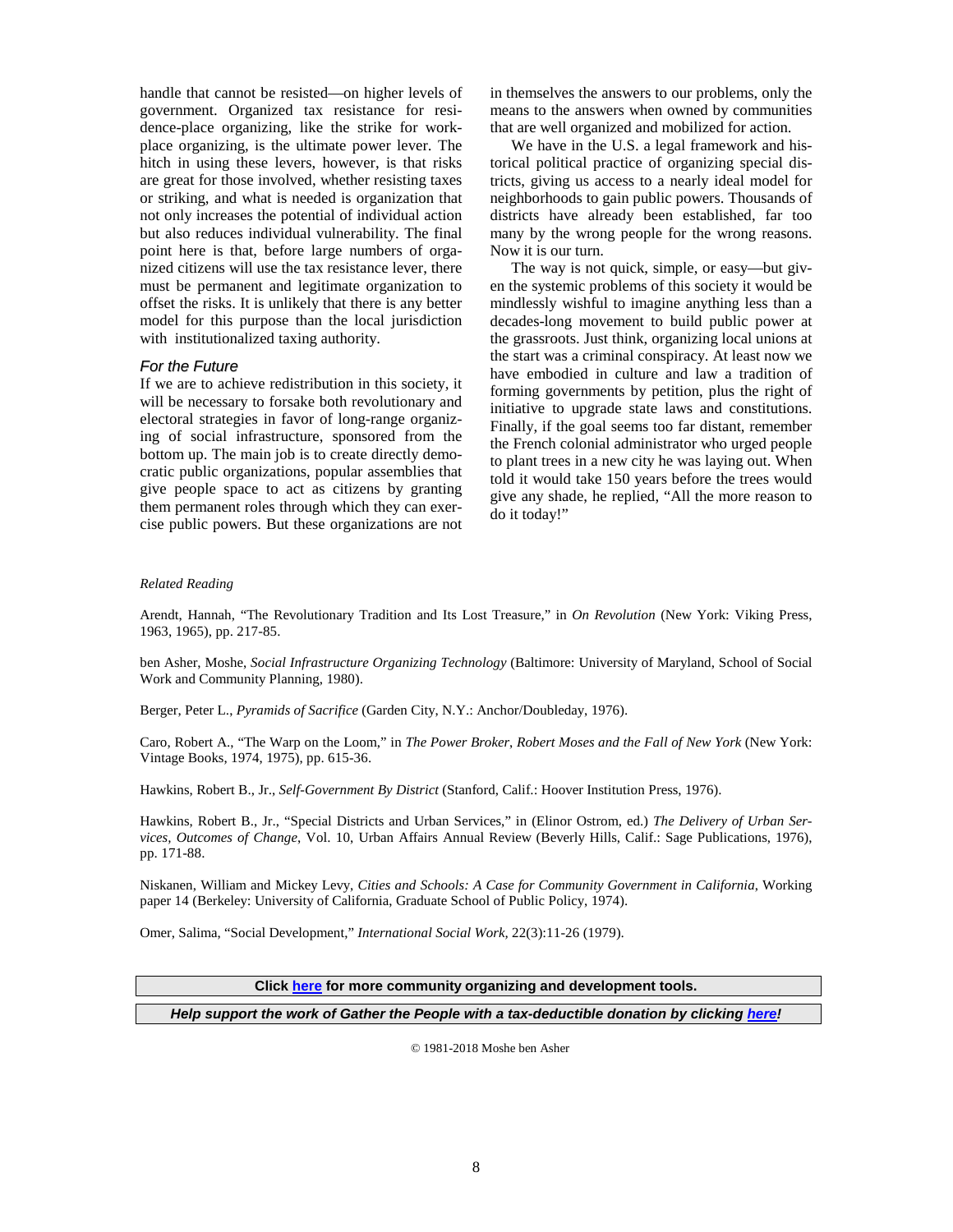handle that cannot be resisted—on higher levels of government. Organized tax resistance for residence-place organizing, like the strike for workplace organizing, is the ultimate power lever. The hitch in using these levers, however, is that risks are great for those involved, whether resisting taxes or striking, and what is needed is organization that not only increases the potential of individual action but also reduces individual vulnerability. The final point here is that, before large numbers of organized citizens will use the tax resistance lever, there must be permanent and legitimate organization to offset the risks. It is unlikely that there is any better model for this purpose than the local jurisdiction with institutionalized taxing authority.

### *For the Future*

If we are to achieve redistribution in this society, it will be necessary to forsake both revolutionary and electoral strategies in favor of long-range organizing of social infrastructure, sponsored from the bottom up. The main job is to create directly democratic public organizations, popular assemblies that give people space to act as citizens by granting them permanent roles through which they can exercise public powers. But these organizations are not in themselves the answers to our problems, only the means to the answers when owned by communities that are well organized and mobilized for action.

We have in the U.S. a legal framework and historical political practice of organizing special districts, giving us access to a nearly ideal model for neighborhoods to gain public powers. Thousands of districts have already been established, far too many by the wrong people for the wrong reasons. Now it is our turn.

The way is not quick, simple, or easy—but given the systemic problems of this society it would be mindlessly wishful to imagine anything less than a decades-long movement to build public power at the grassroots. Just think, organizing local unions at the start was a criminal conspiracy. At least now we have embodied in culture and law a tradition of forming governments by petition, plus the right of initiative to upgrade state laws and constitutions. Finally, if the goal seems too far distant, remember the French colonial administrator who urged people to plant trees in a new city he was laying out. When told it would take 150 years before the trees would give any shade, he replied, "All the more reason to do it today!"

*Related Reading*

Arendt, Hannah, "The Revolutionary Tradition and Its Lost Treasure," in *On Revolution* (New York: Viking Press, 1963, 1965), pp. 217-85.

ben Asher, Moshe, *Social Infrastructure Organizing Technology* (Baltimore: University of Maryland, School of Social Work and Community Planning, 1980).

Berger, Peter L., *Pyramids of Sacrifice* (Garden City, N.Y.: Anchor/Doubleday, 1976).

Caro, Robert A., "The Warp on the Loom," in *The Power Broker, Robert Moses and the Fall of New York* (New York: Vintage Books, 1974, 1975), pp. 615-36.

Hawkins, Robert B., Jr., *Self-Government By District* (Stanford, Calif.: Hoover Institution Press, 1976).

Hawkins, Robert B., Jr., "Special Districts and Urban Services," in (Elinor Ostrom, ed.) *The Delivery of Urban Services, Outcomes of Change*, Vol. 10, Urban Affairs Annual Review (Beverly Hills, Calif.: Sage Publications, 1976), pp. 171-88.

Niskanen, William and Mickey Levy, *Cities and Schools: A Case for Community Government in California*, Working paper 14 (Berkeley: University of California, Graduate School of Public Policy, 1974).

Omer, Salima, "Social Development," *International Social Work*, 22(3):11-26 (1979).

**Click here for more community organizing and development tools.**

***Help support the work of Gather the People with a tax-deductible donation by clicking here!***

© 1981-2018 Moshe ben Asher